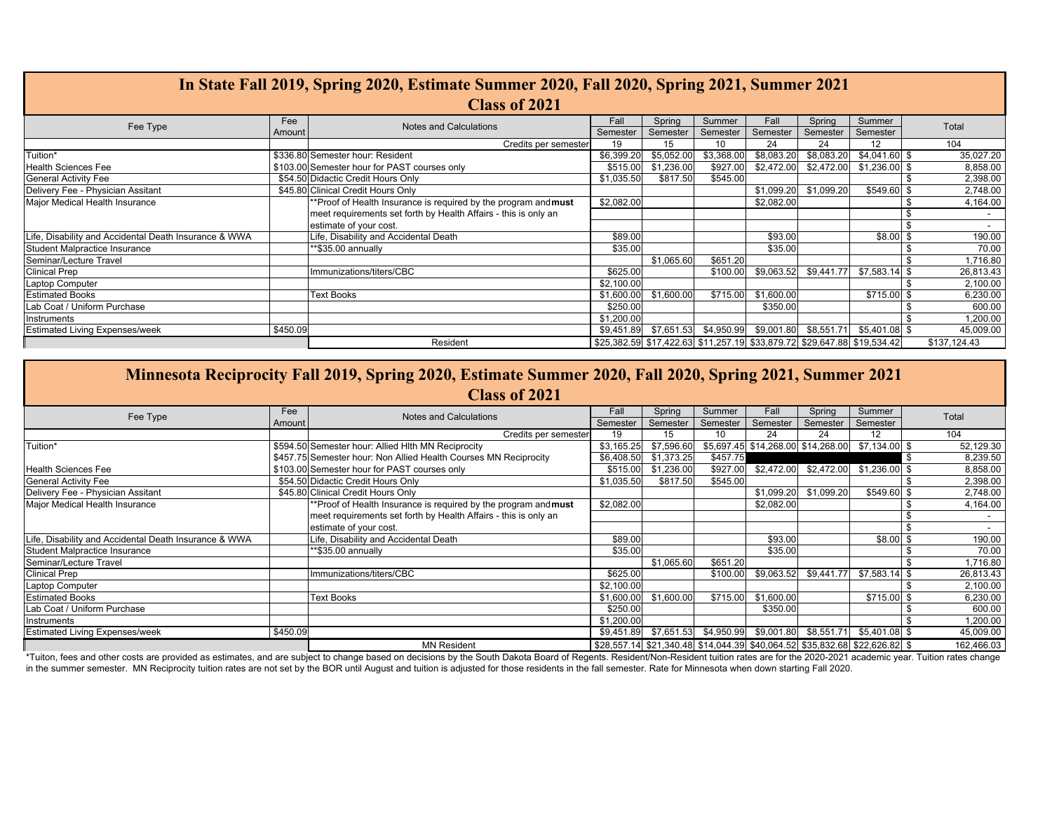# In State Fall 2019, Spring 2020, Estimate Summer 2020, Fall 2020, Spring 2021, Summer 2021

## Class of 2021

| Fee Type | Fee Amount | Notes and Calculations | Fall Semester | Spring Semester | Summer Semester | Fall Semester | Spring Semester | Summer Semester | Total |
|---|---|---|---|---|---|---|---|---|---|
| | | Credits per semester | 19 | 15 | 10 | 24 | 24 | 12 | 104 |
| Tuition* | $336.80 | Semester hour: Resident | $6,399.20 | $5,052.00 | $3,368.00 | $8,083.20 | $8,083.20 | $4,041.60 | $ 35,027.20 |
| Health Sciences Fee | $103.00 | Semester hour for PAST courses only | $515.00 | $1,236.00 | $927.00 | $2,472.00 | $2,472.00 | $1,236.00 | $ 8,858.00 |
| General Activity Fee | $54.50 | Didactic Credit Hours Only | $1,035.50 | $817.50 | $545.00 | | | | $ 2,398.00 |
| Delivery Fee - Physician Asitant | $45.80 | Clinical Credit Hours Only | | | | $1,099.20 | $1,099.20 | $549.60 | $ 2,748.00 |
| Major Medical Health Insurance | | **Proof of Health Insurance is required by the program and **must** | $2,082.00 | | | $2,082.00 | | | $ 4,164.00 |
| | | meet requirements set forth by Health Affairs - this is only an | | | | | | | $ - |
| | | estimate of your cost. | | | | | | | $ - |
| Life, Disability and Accidental Death Insurance & WWA | | Life, Disability and Accidental Death | $89.00 | | | $93.00 | | $8.00 | $ 190.00 |
| Student Malpractice Insurance | | **$35.00 annually | $35.00 | | | $35.00 | | | $ 70.00 |
| Seminar/Lecture Travel | | | | $1,065.60 | $651.20 | | | | $ 1,716.80 |
| Clinical Prep | | Immunizations/titers/CBC | $625.00 | | $100.00 | $9,063.52 | $9,441.77 | $7,583.14 | $ 26,813.43 |
| Laptop Computer | | | $2,100.00 | | | | | | $ 2,100.00 |
| Estimated Books | | Text Books | $1,600.00 | $1,600.00 | $715.00 | $1,600.00 | | $715.00 | $ 6,230.00 |
| Lab Coat / Uniform Purchase | | | $250.00 | | | $350.00 | | | $ 600.00 |
| Instruments | | | $1,200.00 | | | | | | $ 1,200.00 |
| Estimated Living Expenses/week | $450.09 | | $9,451.89 | $7,651.53 | $4,950.99 | $9,001.80 | $8,551.71 | $5,401.08 | $ 45,009.00 |
| | | Resident | $25,382.59 | $17,422.63 | $11,257.19 | $33,879.72 | $29,647.88 | $19,534.42 | $137,124.43 |

# Minnesota Reciprocity Fall 2019, Spring 2020, Estimate Summer 2020, Fall 2020, Spring 2021, Summer 2021

## Class of 2021

| Fee Type | Fee Amount | Notes and Calculations | Fall Semester | Spring Semester | Summer Semester | Fall Semester | Spring Semester | Summer Semester | Total |
|---|---|---|---|---|---|---|---|---|---|
| | | Credits per semester | 19 | 15 | 10 | 24 | 24 | 12 | 104 |
| Tuition* | $594.50 | Semester hour: Allied Hlth MN Reciprocity | $3,165.25 | $7,596.60 | $5,697.45 | $14,268.00 | $14,268.00 | $7,134.00 | $ 52,129.30 |
| | $457.75 | Semester hour: Non Allied Health Courses MN Reciprocity | $6,408.50 | $1,373.25 | $457.75 | | | | $ 8,239.50 |
| Health Sciences Fee | $103.00 | Semester hour for PAST courses only | $515.00 | $1,236.00 | $927.00 | $2,472.00 | $2,472.00 | $1,236.00 | $ 8,858.00 |
| General Activity Fee | $54.50 | Didactic Credit Hours Only | $1,035.50 | $817.50 | $545.00 | | | | $ 2,398.00 |
| Delivery Fee - Physician Asitant | $45.80 | Clinical Credit Hours Only | | | | $1,099.20 | $1,099.20 | $549.60 | $ 2,748.00 |
| Major Medical Health Insurance | | **Proof of Health Insurance is required by the program and **must** | $2,082.00 | | | $2,082.00 | | | $ 4,164.00 |
| | | meet requirements set forth by Health Affairs - this is only an | | | | | | | $ - |
| | | estimate of your cost. | | | | | | | $ - |
| Life, Disability and Accidental Death Insurance & WWA | | Life, Disability and Accidental Death | $89.00 | | | $93.00 | | $8.00 | $ 190.00 |
| Student Malpractice Insurance | | **$35.00 annually | $35.00 | | | $35.00 | | | $ 70.00 |
| Seminar/Lecture Travel | | | | $1,065.60 | $651.20 | | | | $ 1,716.80 |
| Clinical Prep | | Immunizations/titers/CBC | $625.00 | | $100.00 | $9,063.52 | $9,441.77 | $7,583.14 | $ 26,813.43 |
| Laptop Computer | | | $2,100.00 | | | | | | $ 2,100.00 |
| Estimated Books | | Text Books | $1,600.00 | $1,600.00 | $715.00 | $1,600.00 | | $715.00 | $ 6,230.00 |
| Lab Coat / Uniform Purchase | | | $250.00 | | | $350.00 | | | $ 600.00 |
| Instruments | | | $1,200.00 | | | | | | $ 1,200.00 |
| Estimated Living Expenses/week | $450.09 | | $9,451.89 | $7,651.53 | $4,950.99 | $9,001.80 | $8,551.71 | $5,401.08 | $ 45,009.00 |
| | | MN Resident | $28,557.14 | $21,340.48 | $14,044.39 | $40,064.52 | $35,832.68 | $22,626.82 | $ 162,466.03 |

*Tuiton, fees and other costs are provided as estimates, and are subject to change based on decisions by the South Dakota Board of Regents. Resident/Non-Resident tuition rates are for the 2020-2021 academic year. Tuition rates change in the summer semester. MN Reciprocity tuition rates are not set by the BOR until August and tuition is adjusted for those residents in the fall semester. Rate for Minnesota when down starting Fall 2020.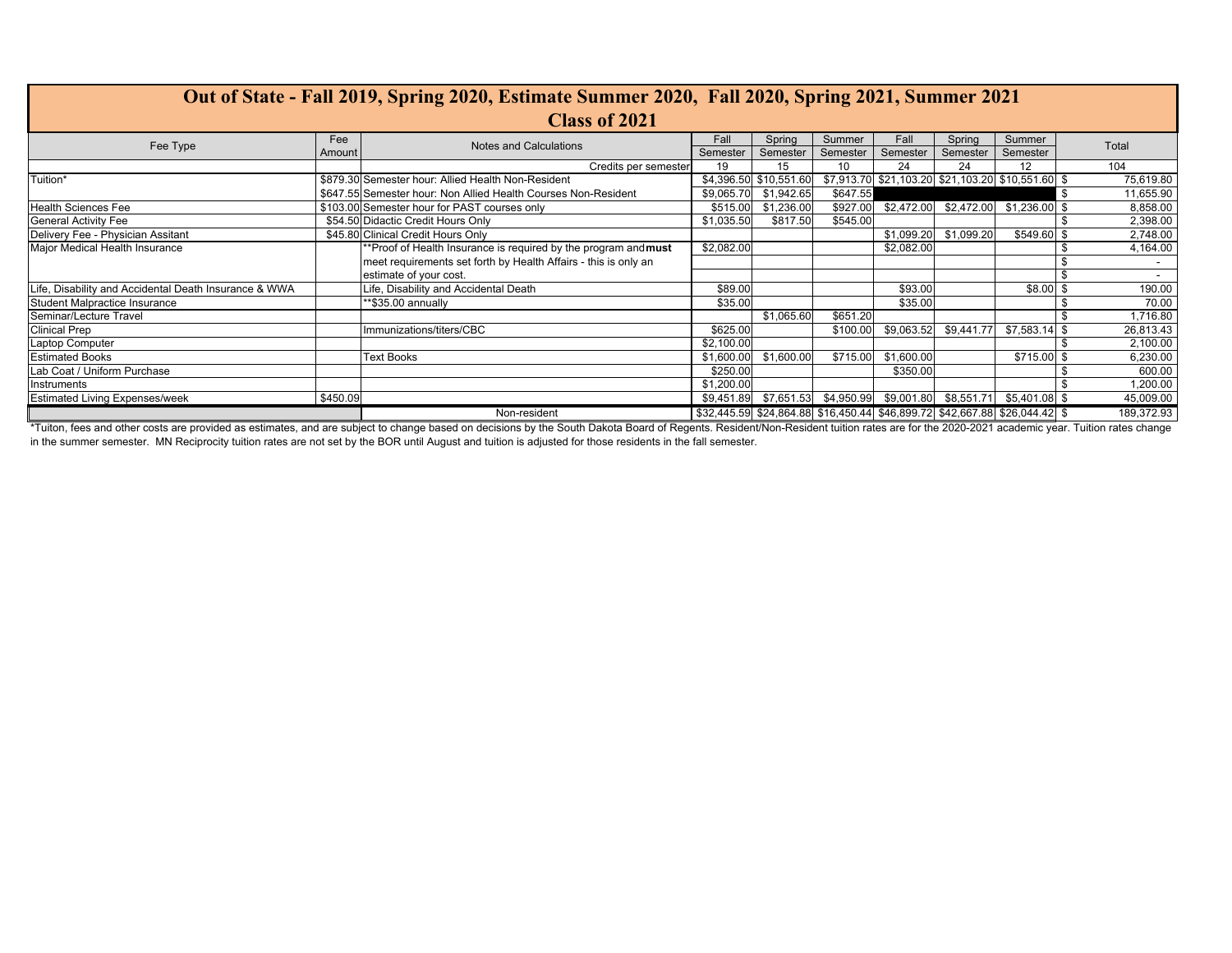# Out of State - Fall 2019, Spring 2020, Estimate Summer 2020, Fall 2020, Spring 2021, Summer 2021

## Class of 2021

| Fee Type | Fee Amount | Notes and Calculations | Fall Semester | Spring Semester | Summer Semester | Fall Semester | Spring Semester | Summer Semester | Total |
|---|---|---|---|---|---|---|---|---|---|
| | | Credits per semester | 19 | 15 | 10 | 24 | 24 | 12 | 104 |
| Tuition* | $879.30 | Semester hour: Allied Health Non-Resident | $4,396.50 | $10,551.60 | $7,913.70 | $21,103.20 | $21,103.20 | $10,551.60 | $ 75,619.80 |
| | $647.55 | Semester hour: Non Allied Health Courses Non-Resident | $9,065.70 | $1,942.65 | $647.55 | | | | $ 11,655.90 |
| Health Sciences Fee | $103.00 | Semester hour for PAST courses only | $515.00 | $1,236.00 | $927.00 | $2,472.00 | $2,472.00 | $1,236.00 | $ 8,858.00 |
| General Activity Fee | $54.50 | Didactic Credit Hours Only | $1,035.50 | $817.50 | $545.00 | | | | $ 2,398.00 |
| Delivery Fee - Physician Assitant | $45.80 | Clinical Credit Hours Only | | | | $1,099.20 | $1,099.20 | $549.60 | $ 2,748.00 |
| Major Medical Health Insurance | | **Proof of Health Insurance is required by the program and **must** meet requirements set forth by Health Affairs - this is only an estimate of your cost. | $2,082.00 | | | $2,082.00 | | | $ 4,164.00 |
| | | | | | | | | | $ - |
| | | | | | | | | | $ - |
| Life, Disability and Accidental Death Insurance & WWA | | Life, Disability and Accidental Death | $89.00 | | | $93.00 | | $8.00 | $ 190.00 |
| Student Malpractice Insurance | | **$35.00 annually | $35.00 | | | $35.00 | | | $ 70.00 |
| Seminar/Lecture Travel | | | | $1,065.60 | $651.20 | | | | $ 1,716.80 |
| Clinical Prep | | Immunizations/titers/CBC | $625.00 | | $100.00 | $9,063.52 | $9,441.77 | $7,583.14 | $ 26,813.43 |
| Laptop Computer | | | $2,100.00 | | | | | | $ 2,100.00 |
| Estimated Books | | Text Books | $1,600.00 | $1,600.00 | $715.00 | $1,600.00 | | $715.00 | $ 6,230.00 |
| Lab Coat / Uniform Purchase | | | $250.00 | | | $350.00 | | | $ 600.00 |
| Instruments | | | $1,200.00 | | | | | | $ 1,200.00 |
| Estimated Living Expenses/week | $450.09 | | $9,451.89 | $7,651.53 | $4,950.99 | $9,001.80 | $8,551.71 | $5,401.08 | $ 45,009.00 |
| | | Non-resident | $32,445.59 | $24,864.88 | $16,450.44 | $46,899.72 | $42,667.88 | $26,044.42 | $ 189,372.93 |

*Tuiton, fees and other costs are provided as estimates, and are subject to change based on decisions by the South Dakota Board of Regents. Resident/Non-Resident tuition rates are for the 2020-2021 academic year. Tuition rates change in the summer semester. MN Reciprocity tuition rates are not set by the BOR until August and tuition is adjusted for those residents in the fall semester.